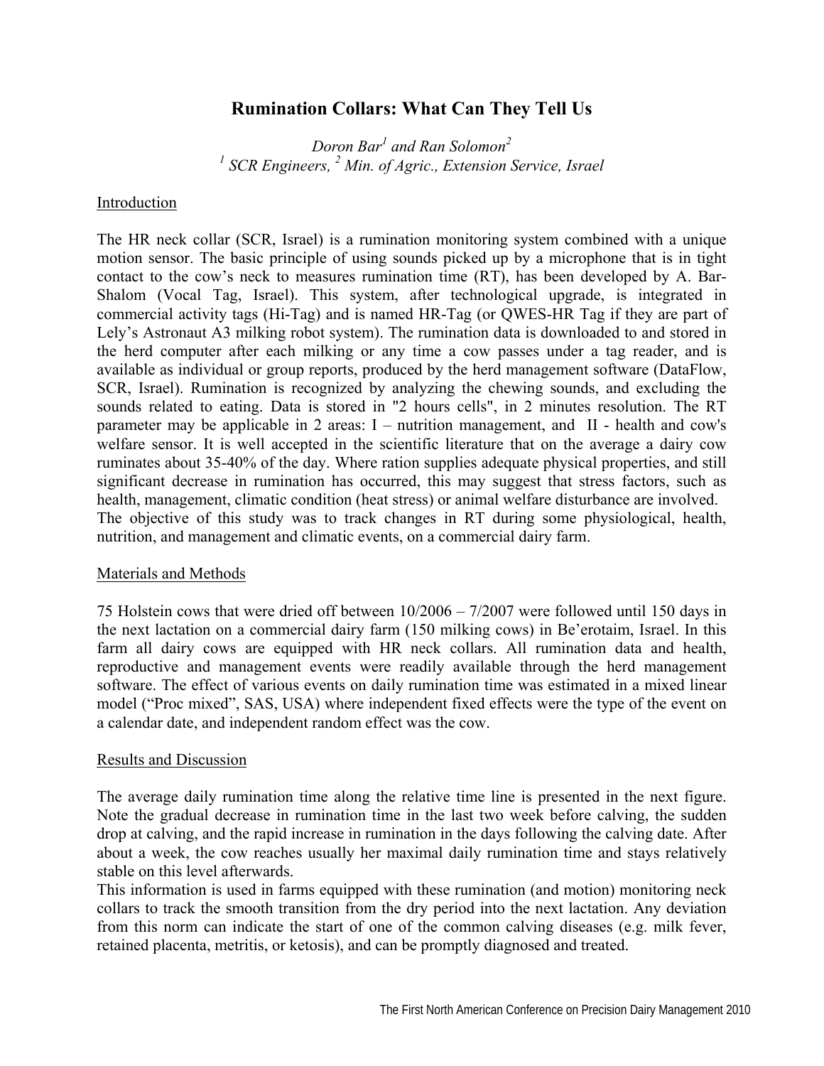# Rumination Collars: What Can They Tell Us

*Doron Bar[1] and Ran Solomon[2]*
*[1] SCR Engineers, [2] Min. of Agric., Extension Service, Israel*

## Introduction

The HR neck collar (SCR, Israel) is a rumination monitoring system combined with a unique motion sensor. The basic principle of using sounds picked up by a microphone that is in tight contact to the cow's neck to measures rumination time (RT), has been developed by A. Bar-Shalom (Vocal Tag, Israel). This system, after technological upgrade, is integrated in commercial activity tags (Hi-Tag) and is named HR-Tag (or QWES-HR Tag if they are part of Lely's Astronaut A3 milking robot system). The rumination data is downloaded to and stored in the herd computer after each milking or any time a cow passes under a tag reader, and is available as individual or group reports, produced by the herd management software (DataFlow, SCR, Israel). Rumination is recognized by analyzing the chewing sounds, and excluding the sounds related to eating. Data is stored in "2 hours cells", in 2 minutes resolution. The RT parameter may be applicable in 2 areas: I – nutrition management, and II - health and cow's welfare sensor. It is well accepted in the scientific literature that on the average a dairy cow ruminates about 35-40% of the day. Where ration supplies adequate physical properties, and still significant decrease in rumination has occurred, this may suggest that stress factors, such as health, management, climatic condition (heat stress) or animal welfare disturbance are involved. The objective of this study was to track changes in RT during some physiological, health, nutrition, and management and climatic events, on a commercial dairy farm.

## Materials and Methods

75 Holstein cows that were dried off between 10/2006 – 7/2007 were followed until 150 days in the next lactation on a commercial dairy farm (150 milking cows) in Be'erotaim, Israel. In this farm all dairy cows are equipped with HR neck collars. All rumination data and health, reproductive and management events were readily available through the herd management software. The effect of various events on daily rumination time was estimated in a mixed linear model ("Proc mixed", SAS, USA) where independent fixed effects were the type of the event on a calendar date, and independent random effect was the cow.

## Results and Discussion

The average daily rumination time along the relative time line is presented in the next figure. Note the gradual decrease in rumination time in the last two week before calving, the sudden drop at calving, and the rapid increase in rumination in the days following the calving date. After about a week, the cow reaches usually her maximal daily rumination time and stays relatively stable on this level afterwards.

This information is used in farms equipped with these rumination (and motion) monitoring neck collars to track the smooth transition from the dry period into the next lactation. Any deviation from this norm can indicate the start of one of the common calving diseases (e.g. milk fever, retained placenta, metritis, or ketosis), and can be promptly diagnosed and treated.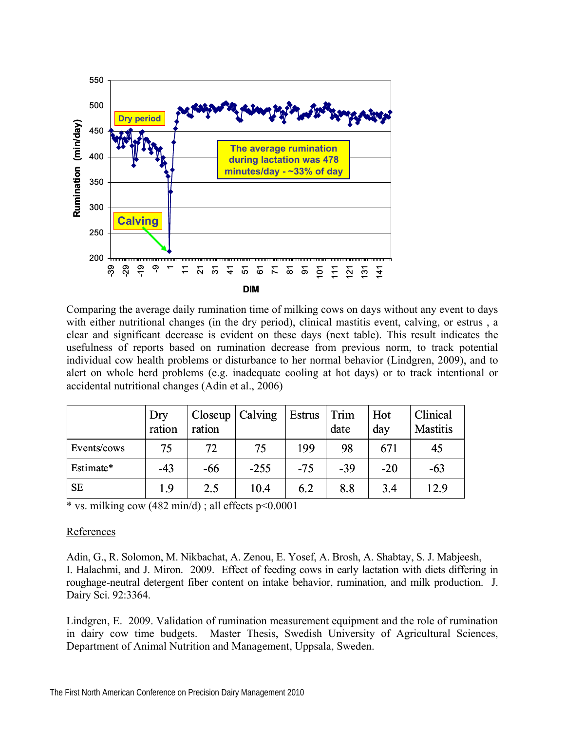550
500
450
400
350
300
250
200

Rumination (min/day)

Dry period

The average rumination during lactation was 478 minutes/day - ~33% of day

Calving

-39 -29 -19 -9 1 11 21 31 41 51 61 71 81 91 101 111 121 131 141

DIM

Comparing the average daily rumination time of milking cows on days without any event to days with either nutritional changes (in the dry period), clinical mastitis event, calving, or estrus , a clear and significant decrease is evident on these days (next table). This result indicates the usefulness of reports based on rumination decrease from previous norm, to track potential individual cow health problems or disturbance to her normal behavior (Lindgren, 2009), and to alert on whole herd problems (e.g. inadequate cooling at hot days) or to track intentional or accidental nutritional changes (Adin et al., 2006)

| | Dry ration | Closeup ration | Calving | Estrus | Trim date | Hot day | Clinical Mastitis |
|---|---|---|---|---|---|---|---|
| Events/cows | 75 | 72 | 75 | 199 | 98 | 671 | 45 |
| Estimate* | -43 | -66 | -255 | -75 | -39 | -20 | -63 |
| SE | 1.9 | 2.5 | 10.4 | 6.2 | 8.8 | 3.4 | 12.9 |

* vs. milking cow (482 min/d) ; all effects $p<0.0001$

References

Adin, G., R. Solomon, M. Nikbachat, A. Zenou, E. Yosef, A. Brosh, A. Shabtay, S. J. Mabjeesh, I. Halachmi, and J. Miron. 2009. Effect of feeding cows in early lactation with diets differing in roughage-neutral detergent fiber content on intake behavior, rumination, and milk production. J. Dairy Sci. 92:3364.

Lindgren, E. 2009. Validation of rumination measurement equipment and the role of rumination in dairy cow time budgets. Master Thesis, Swedish University of Agricultural Sciences, Department of Animal Nutrition and Management, Uppsala, Sweden.